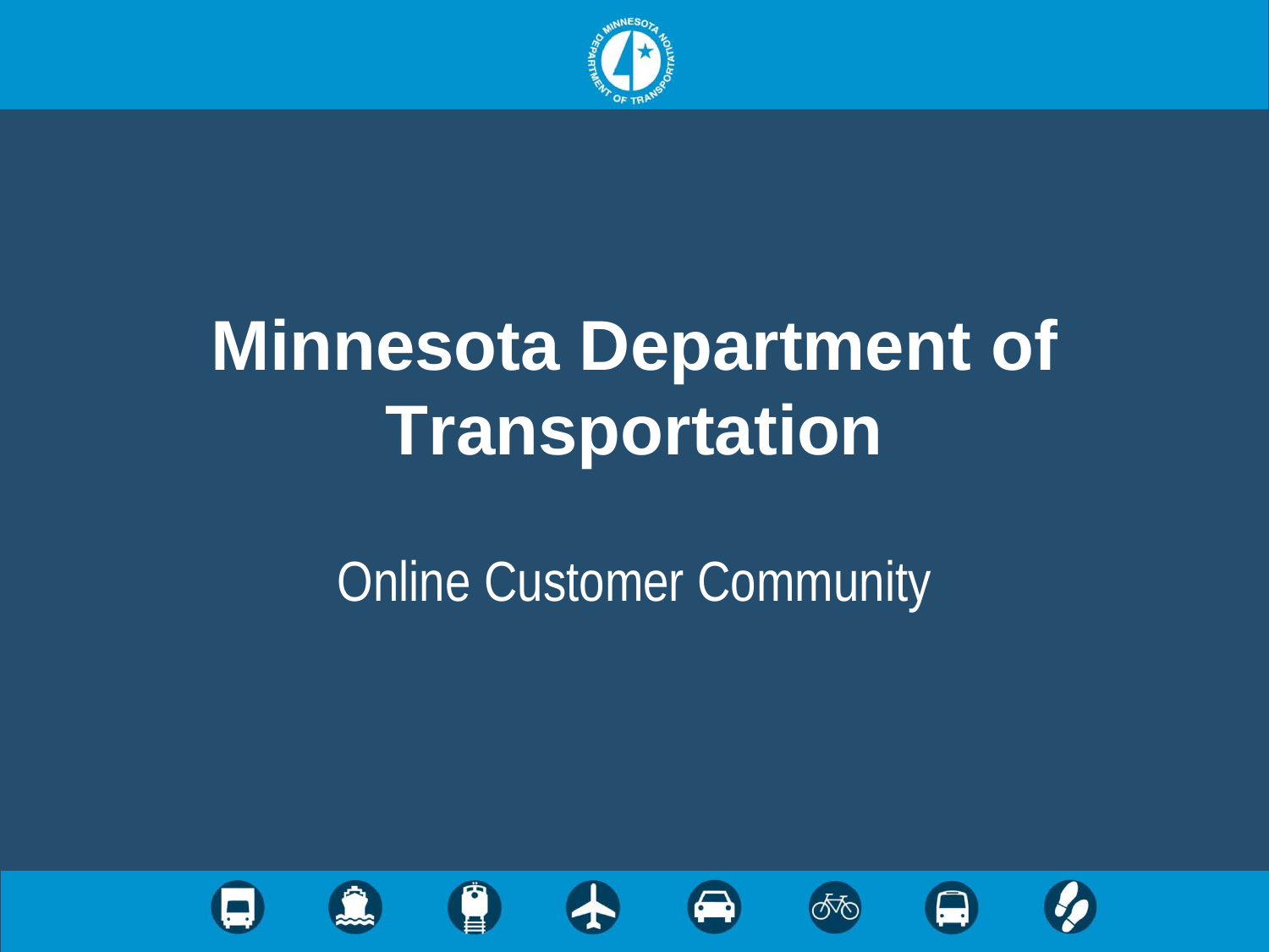# Minnesota Department of Transportation

Online Customer Community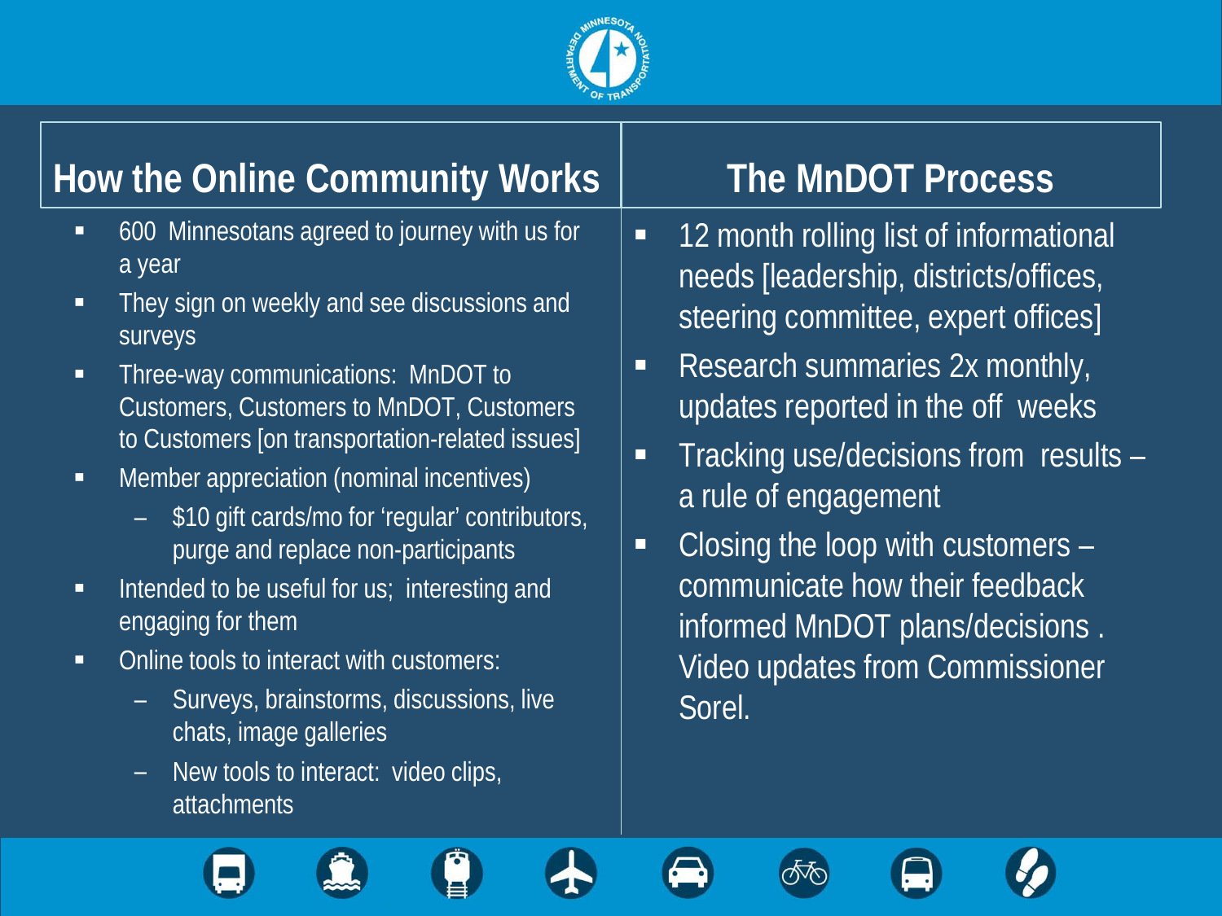## How the Online Community Works

- 600 Minnesotans agreed to journey with us for a year
- They sign on weekly and see discussions and surveys
- Three-way communications: MnDOT to Customers, Customers to MnDOT, Customers to Customers [on transportation-related issues]
- Member appreciation (nominal incentives)
  - $10 gift cards/mo for 'regular' contributors, purge and replace non-participants
- Intended to be useful for us; interesting and engaging for them
- Online tools to interact with customers:
  - Surveys, brainstorms, discussions, live chats, image galleries
  - New tools to interact: video clips, attachments

## The MnDOT Process

- 12 month rolling list of informational needs [leadership, districts/offices, steering committee, expert offices]
- Research summaries 2x monthly, updates reported in the off weeks
- Tracking use/decisions from results – a rule of engagement
- Closing the loop with customers – communicate how their feedback informed MnDOT plans/decisions . Video updates from Commissioner Sorel.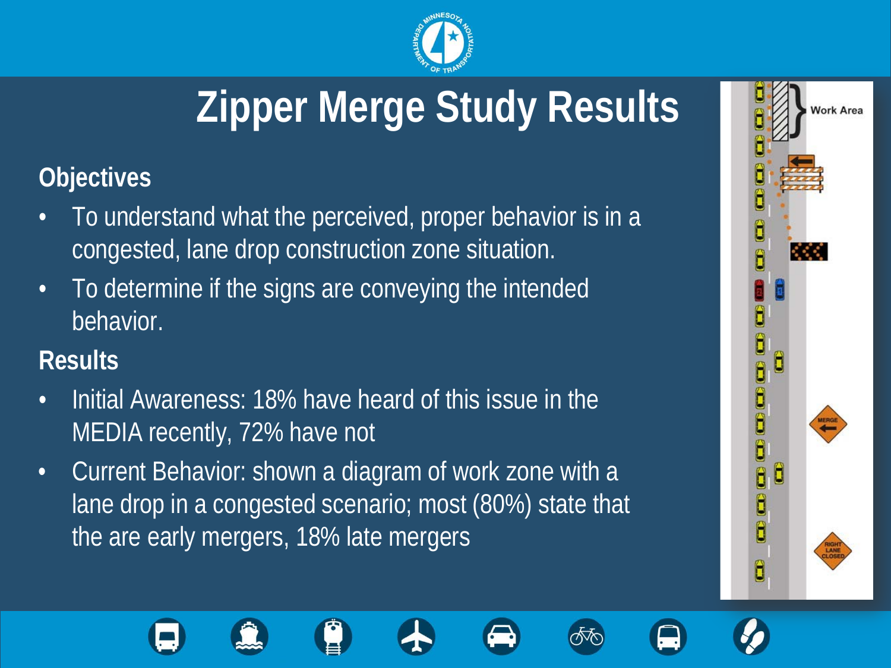# Zipper Merge Study Results

## Objectives

- To understand what the perceived, proper behavior is in a congested, lane drop construction zone situation.
- To determine if the signs are conveying the intended behavior.

## Results

- Initial Awareness: 18% have heard of this issue in the MEDIA recently, 72% have not
- Current Behavior: shown a diagram of work zone with a lane drop in a congested scenario; most (80%) state that the are early mergers, 18% late mergers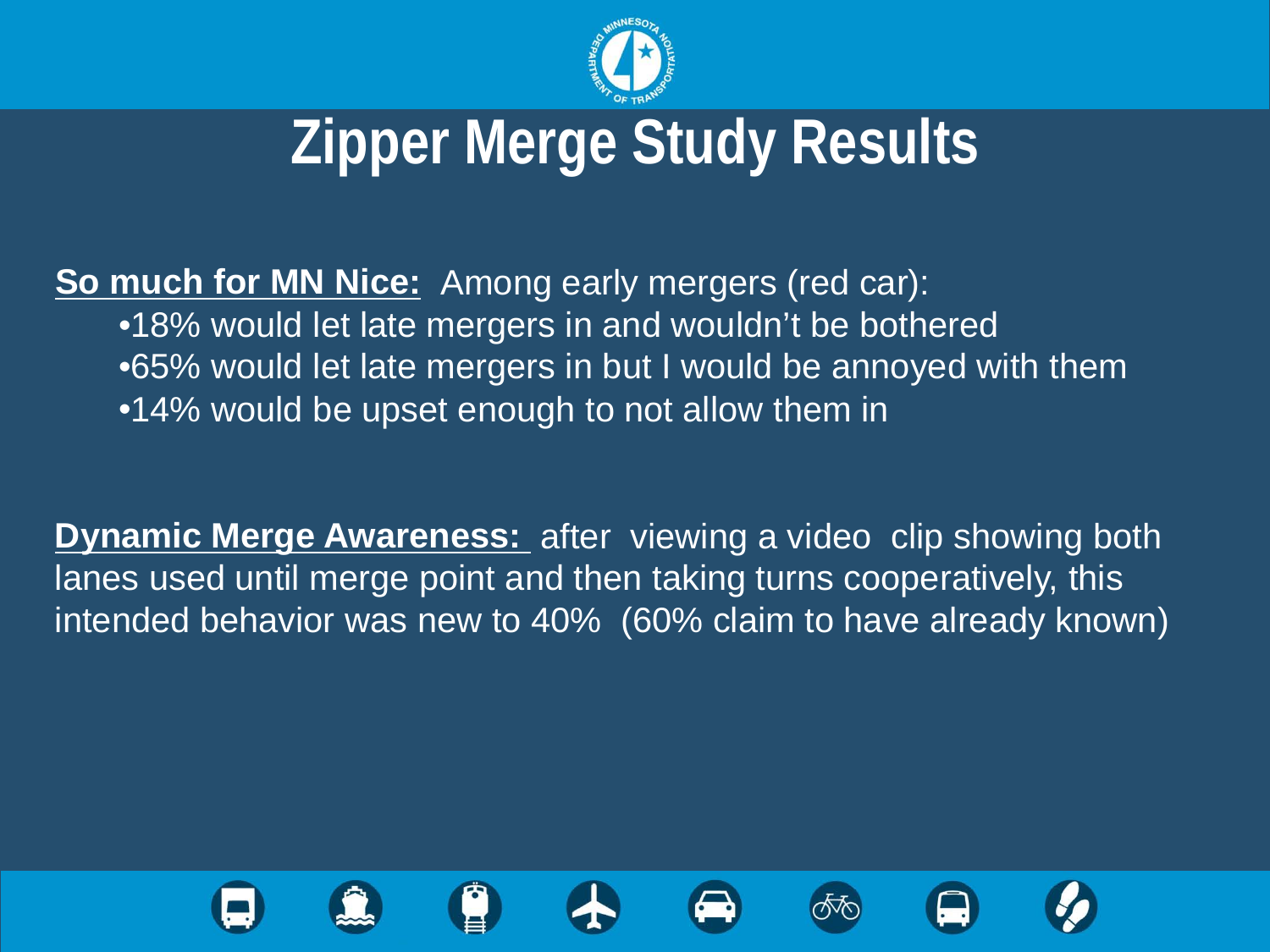# Zipper Merge Study Results

**So much for MN Nice:** Among early mergers (red car):

- 18% would let late mergers in and wouldn't be bothered
- 65% would let late mergers in but I would be annoyed with them
- 14% would be upset enough to not allow them in

**Dynamic Merge Awareness:** after viewing a video clip showing both lanes used until merge point and then taking turns cooperatively, this intended behavior was new to 40% (60% claim to have already known)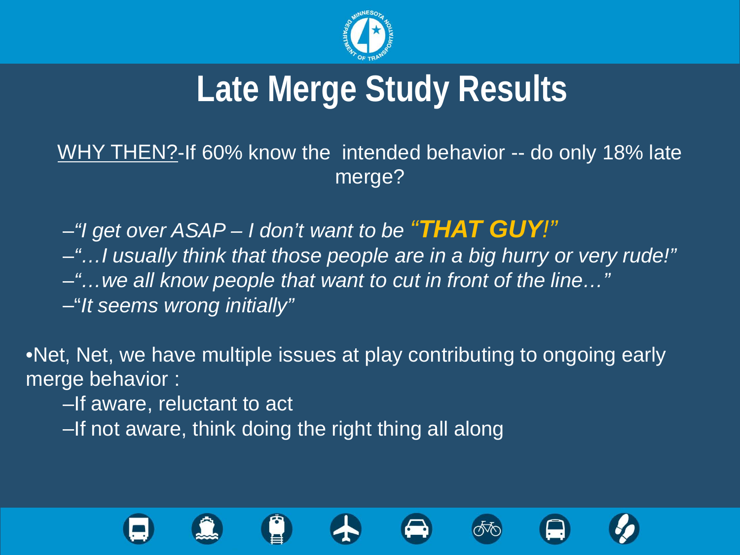# Late Merge Study Results

WHY THEN?-If 60% know the intended behavior -- do only 18% late merge?

- –*"I get over ASAP – I don't want to be* ***"THAT GUY!"***
- –*"…I usually think that those people are in a big hurry or very rude!"*
- –*"…we all know people that want to cut in front of the line…"*
- –"*It seems wrong initially"*

•Net, Net, we have multiple issues at play contributing to ongoing early merge behavior :

- –If aware, reluctant to act
- –If not aware, think doing the right thing all along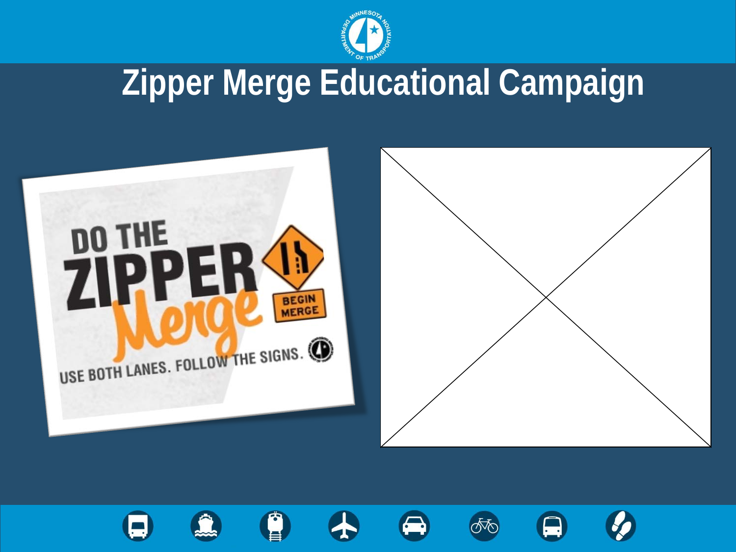# Zipper Merge Educational Campaign

DO THE ZIPPER Merge

BEGIN MERGE

USE BOTH LANES. FOLLOW THE SIGNS.